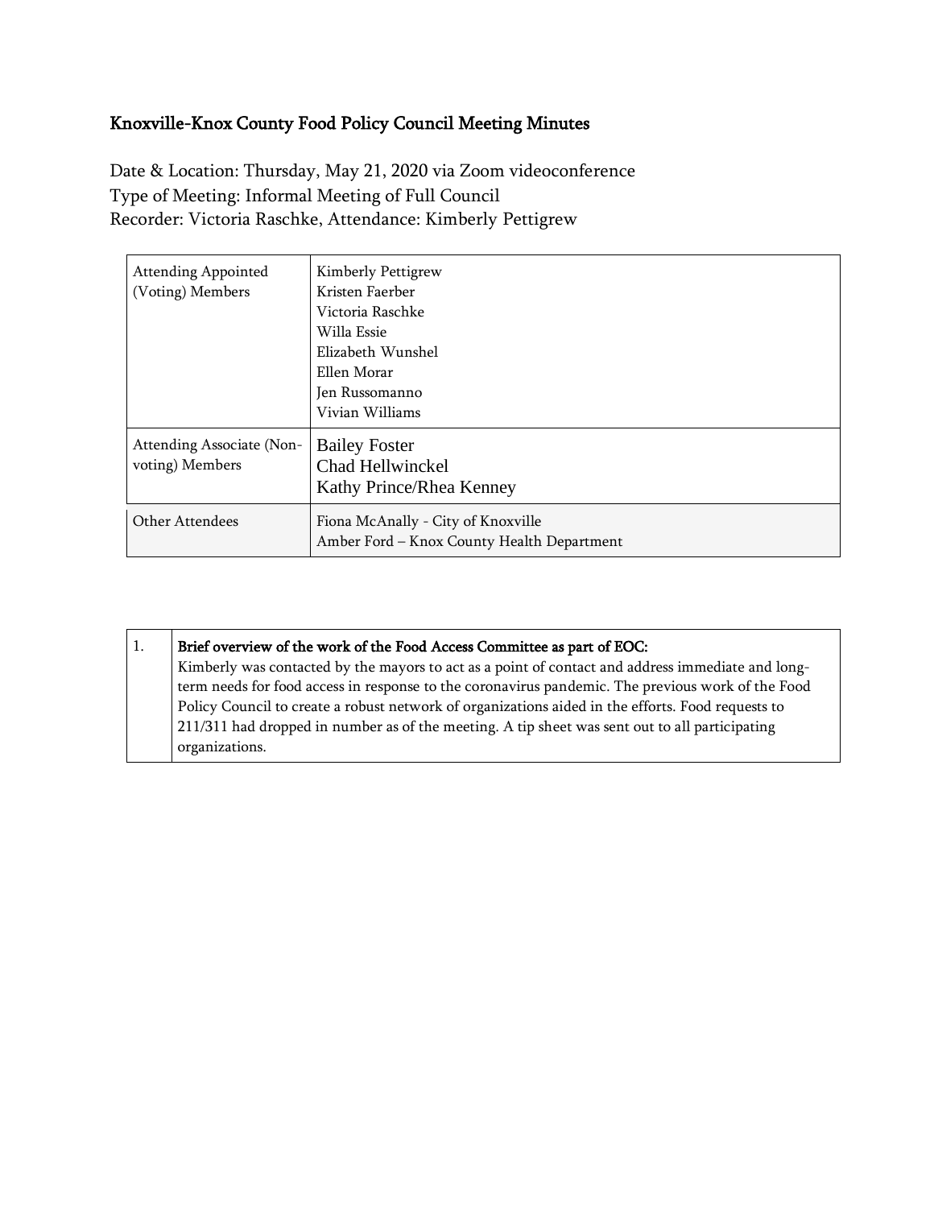# Knoxville-Knox County Food Policy Council Meeting Minutes

Date & Location: Thursday, May 21, 2020 via Zoom videoconference
Type of Meeting: Informal Meeting of Full Council
Recorder: Victoria Raschke, Attendance: Kimberly Pettigrew

| | |
|---|---|
| Attending Appointed (Voting) Members | Kimberly Pettigrew<br>Kristen Faerber<br>Victoria Raschke<br>Willa Essie<br>Elizabeth Wunshel<br>Ellen Morar<br>Jen Russomanno<br>Vivian Williams |
| Attending Associate (Non-voting) Members | Bailey Foster<br>Chad Hellwinckel<br>Kathy Prince/Rhea Kenney |
| Other Attendees | Fiona McAnally - City of Knoxville<br>Amber Ford – Knox County Health Department |

| | |
|---|---|
| 1. | **Brief overview of the work of the Food Access Committee as part of EOC:**<br>Kimberly was contacted by the mayors to act as a point of contact and address immediate and long-term needs for food access in response to the coronavirus pandemic. The previous work of the Food Policy Council to create a robust network of organizations aided in the efforts. Food requests to 211/311 had dropped in number as of the meeting. A tip sheet was sent out to all participating organizations. |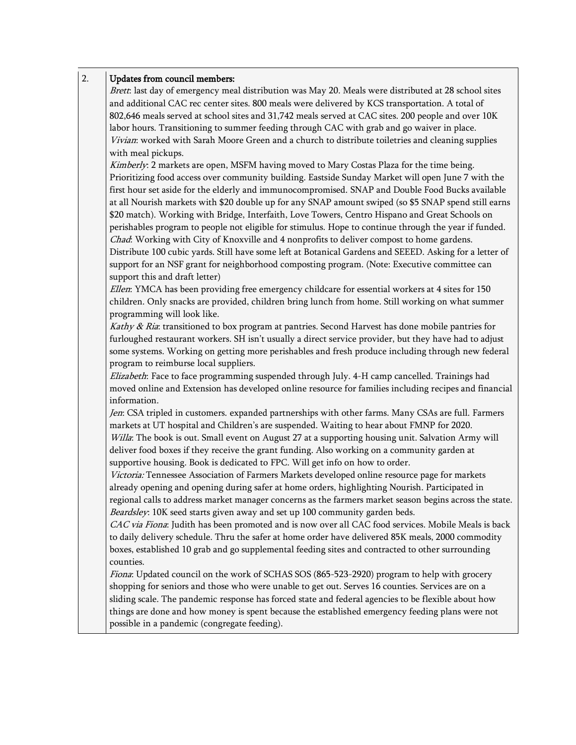| 2. | **Updates from council members:**<br>*Brett*: last day of emergency meal distribution was May 20. Meals were distributed at 28 school sites and additional CAC rec center sites. 800 meals were delivered by KCS transportation. A total of 802,646 meals served at school sites and 31,742 meals served at CAC sites. 200 people and over 10K labor hours. Transitioning to summer feeding through CAC with grab and go waiver in place.<br>*Vivian*: worked with Sarah Moore Green and a church to distribute toiletries and cleaning supplies with meal pickups.<br>*Kimberly*: 2 markets are open, MSFM having moved to Mary Costas Plaza for the time being. Prioritizing food access over community building. Eastside Sunday Market will open June 7 with the first hour set aside for the elderly and immunocompromised. SNAP and Double Food Bucks available at all Nourish markets with $20 double up for any SNAP amount swiped (so $5 SNAP spend still earns $20 match). Working with Bridge, Interfaith, Love Towers, Centro Hispano and Great Schools on perishables program to people not eligible for stimulus. Hope to continue through the year if funded.<br>*Chad*: Working with City of Knoxville and 4 nonprofits to deliver compost to home gardens. Distribute 100 cubic yards. Still have some left at Botanical Gardens and SEEED. Asking for a letter of support for an NSF grant for neighborhood composting program. (Note: Executive committee can support this and draft letter)<br>*Ellen*: YMCA has been providing free emergency childcare for essential workers at 4 sites for 150 children. Only snacks are provided, children bring lunch from home. Still working on what summer programming will look like.<br>*Kathy & Ria*: transitioned to box program at pantries. Second Harvest has done mobile pantries for furloughed restaurant workers. SH isn't usually a direct service provider, but they have had to adjust some systems. Working on getting more perishables and fresh produce including through new federal program to reimburse local suppliers.<br>*Elizabeth*: Face to face programming suspended through July. 4-H camp cancelled. Trainings had moved online and Extension has developed online resource for families including recipes and financial information.<br>*Jen*: CSA tripled in customers. expanded partnerships with other farms. Many CSAs are full. Farmers markets at UT hospital and Children's are suspended. Waiting to hear about FMNP for 2020.<br>*Willa*: The book is out. Small event on August 27 at a supporting housing unit. Salvation Army will deliver food boxes if they receive the grant funding. Also working on a community garden at supportive housing. Book is dedicated to FPC. Will get info on how to order.<br>*Victoria:* Tennessee Association of Farmers Markets developed online resource page for markets already opening and opening during safer at home orders, highlighting Nourish. Participated in regional calls to address market manager concerns as the farmers market season begins across the state.<br>*Beardsley*: 10K seed starts given away and set up 100 community garden beds.<br>*CAC via Fiona*: Judith has been promoted and is now over all CAC food services. Mobile Meals is back to daily delivery schedule. Thru the safer at home order have delivered 85K meals, 2000 commodity boxes, established 10 grab and go supplemental feeding sites and contracted to other surrounding counties.<br>*Fiona*: Updated council on the work of SCHAS SOS (865-523-2920) program to help with grocery shopping for seniors and those who were unable to get out. Serves 16 counties. Services are on a sliding scale. The pandemic response has forced state and federal agencies to be flexible about how things are done and how money is spent because the established emergency feeding plans were not possible in a pandemic (congregate feeding). |
|---|---|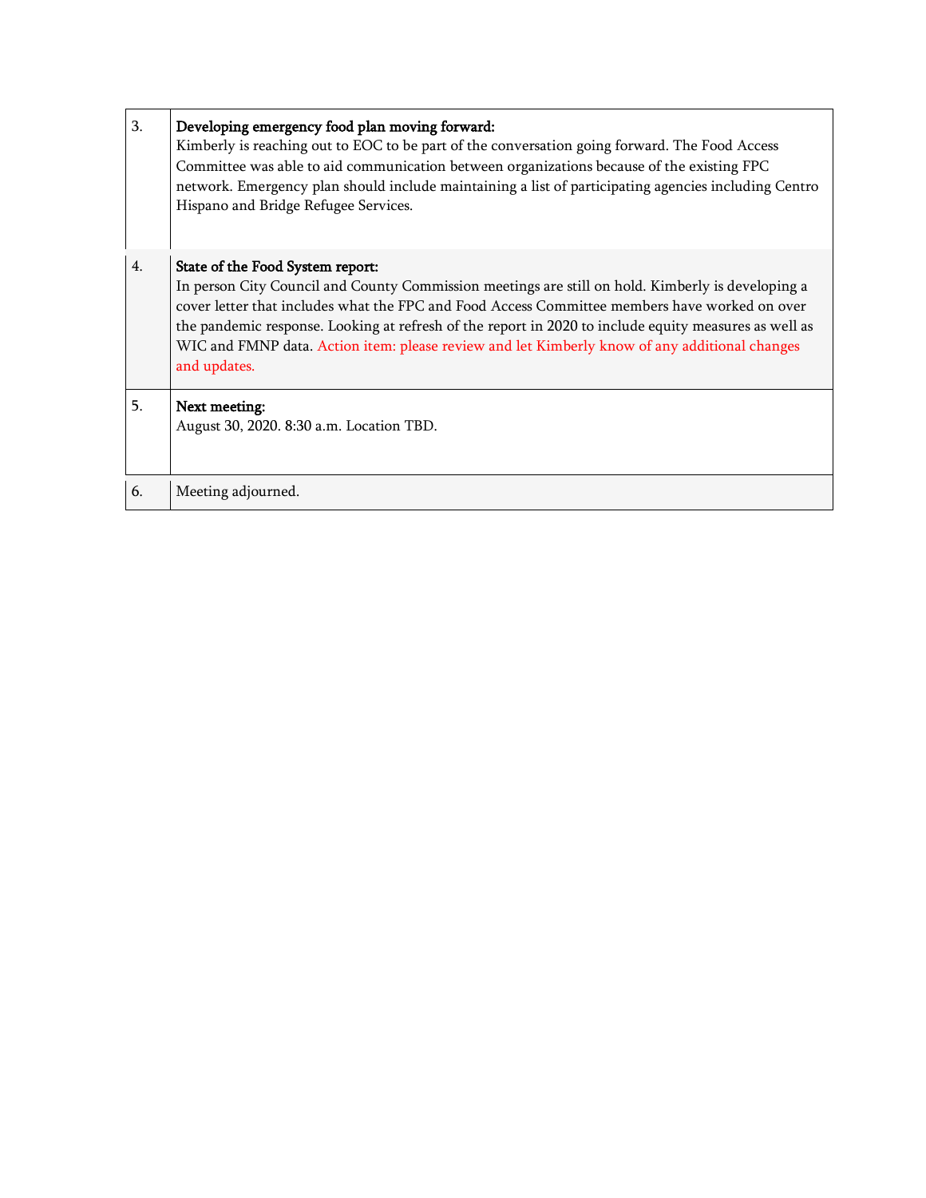| | |
|---|---|
| 3. | **Developing emergency food plan moving forward:**<br>Kimberly is reaching out to EOC to be part of the conversation going forward. The Food Access Committee was able to aid communication between organizations because of the existing FPC network. Emergency plan should include maintaining a list of participating agencies including Centro Hispano and Bridge Refugee Services. |
| 4. | **State of the Food System report:**<br>In person City Council and County Commission meetings are still on hold. Kimberly is developing a cover letter that includes what the FPC and Food Access Committee members have worked on over the pandemic response. Looking at refresh of the report in 2020 to include equity measures as well as WIC and FMNP data. Action item: please review and let Kimberly know of any additional changes and updates. |
| 5. | **Next meeting:**<br>August 30, 2020. 8:30 a.m. Location TBD. |
| 6. | Meeting adjourned. |